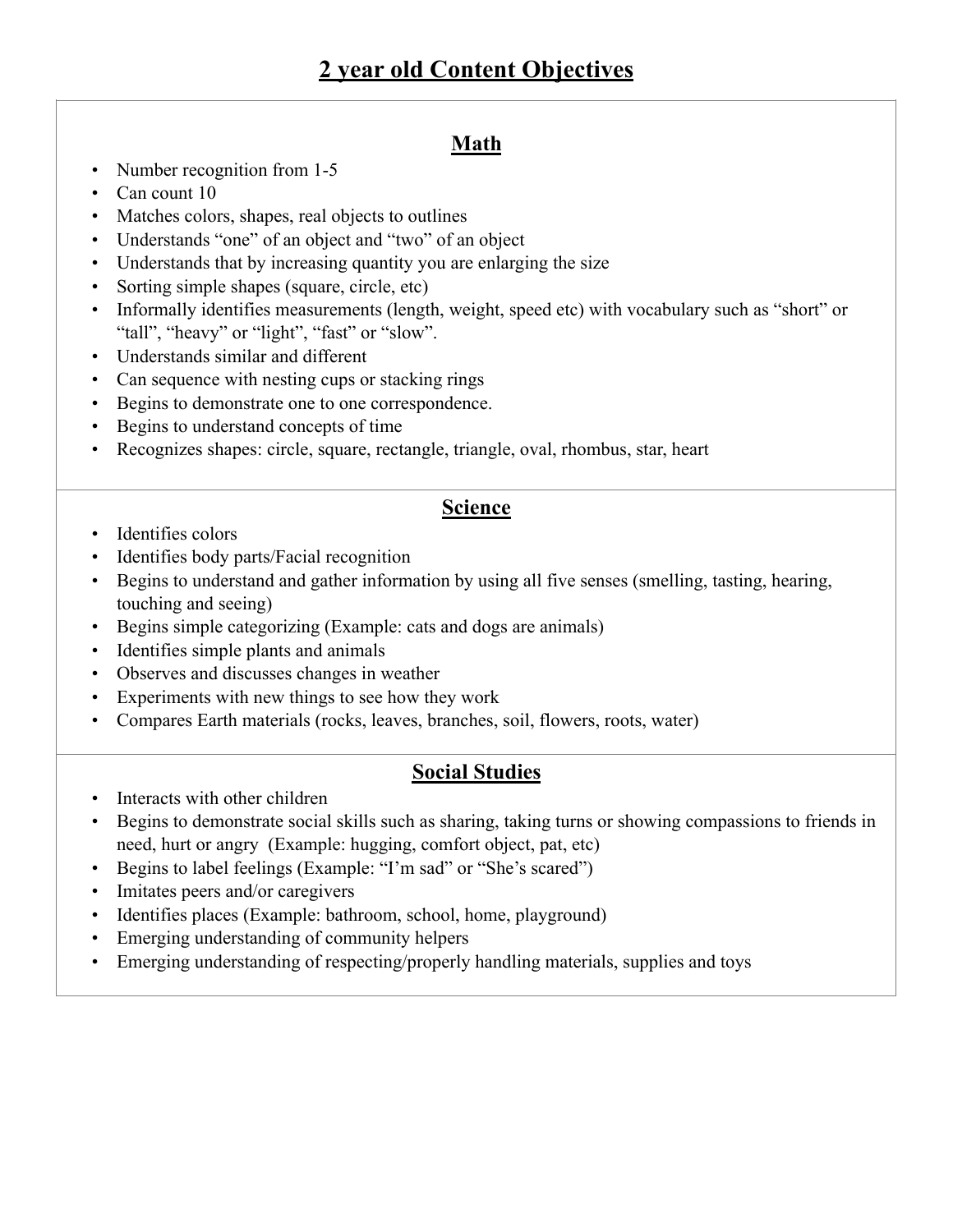# 2 year old Content Objectives

## Math

- Number recognition from 1-5
- Can count 10
- Matches colors, shapes, real objects to outlines
- Understands "one" of an object and "two" of an object
- Understands that by increasing quantity you are enlarging the size
- Sorting simple shapes (square, circle, etc)
- Informally identifies measurements (length, weight, speed etc) with vocabulary such as "short" or "tall", "heavy" or "light", "fast" or "slow".
- Understands similar and different
- Can sequence with nesting cups or stacking rings
- Begins to demonstrate one to one correspondence.
- Begins to understand concepts of time
- Recognizes shapes: circle, square, rectangle, triangle, oval, rhombus, star, heart

## Science

- Identifies colors
- Identifies body parts/Facial recognition
- Begins to understand and gather information by using all five senses (smelling, tasting, hearing, touching and seeing)
- Begins simple categorizing (Example: cats and dogs are animals)
- Identifies simple plants and animals
- Observes and discusses changes in weather
- Experiments with new things to see how they work
- Compares Earth materials (rocks, leaves, branches, soil, flowers, roots, water)

## Social Studies

- Interacts with other children
- Begins to demonstrate social skills such as sharing, taking turns or showing compassions to friends in need, hurt or angry (Example: hugging, comfort object, pat, etc)
- Begins to label feelings (Example: "I'm sad" or "She's scared")
- Imitates peers and/or caregivers
- Identifies places (Example: bathroom, school, home, playground)
- Emerging understanding of community helpers
- Emerging understanding of respecting/properly handling materials, supplies and toys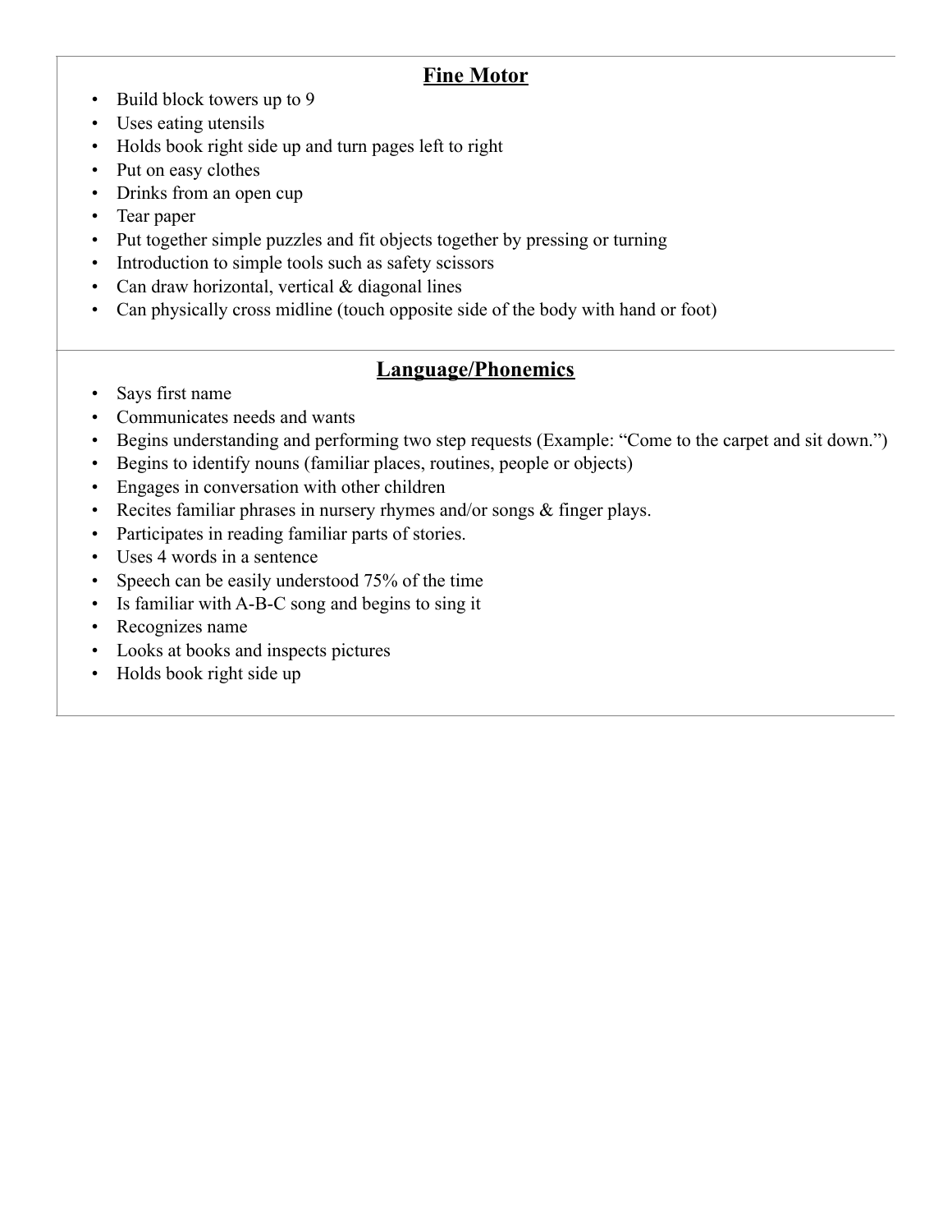## Fine Motor

- Build block towers up to 9
- Uses eating utensils
- Holds book right side up and turn pages left to right
- Put on easy clothes
- Drinks from an open cup
- Tear paper
- Put together simple puzzles and fit objects together by pressing or turning
- Introduction to simple tools such as safety scissors
- Can draw horizontal, vertical & diagonal lines
- Can physically cross midline (touch opposite side of the body with hand or foot)

## Language/Phonemics

- Says first name
- Communicates needs and wants
- Begins understanding and performing two step requests (Example: "Come to the carpet and sit down.")
- Begins to identify nouns (familiar places, routines, people or objects)
- Engages in conversation with other children
- Recites familiar phrases in nursery rhymes and/or songs & finger plays.
- Participates in reading familiar parts of stories.
- Uses 4 words in a sentence
- Speech can be easily understood 75% of the time
- Is familiar with A-B-C song and begins to sing it
- Recognizes name
- Looks at books and inspects pictures
- Holds book right side up